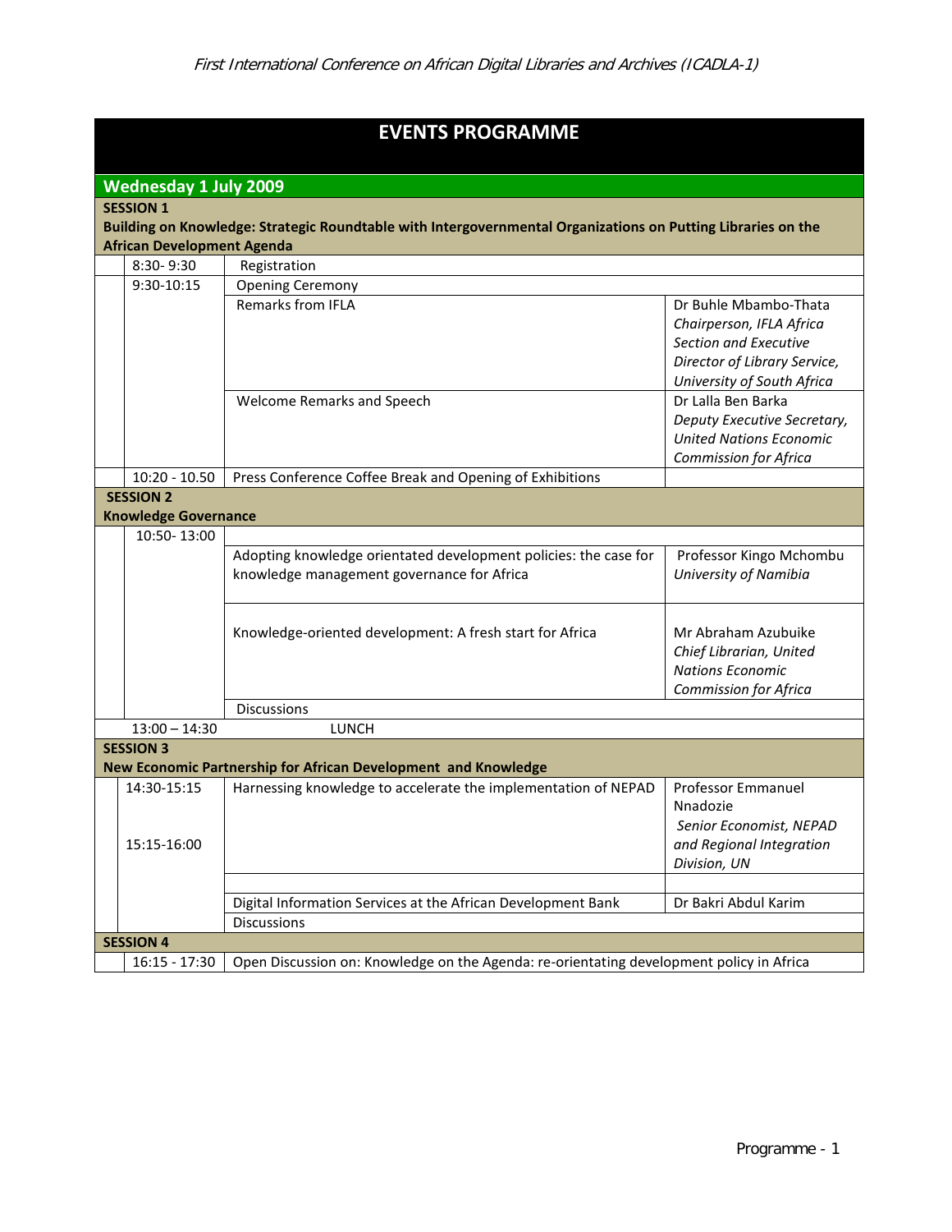## EVENTS PROGRAMME

### Wednesday 1 July 2009

**SESSION 1**
**Building on Knowledge: Strategic Roundtable with Intergovernmental Organizations on Putting Libraries on the African Development Agenda**

| Time | Event | Speaker |
|---|---|---|
| 8:30- 9:30 | Registration | |
| 9:30-10:15 | Opening Ceremony | |
| | Remarks from IFLA | Dr Buhle Mbambo-Thata *Chairperson, IFLA Africa Section and Executive Director of Library Service, University of South Africa* |
| | Welcome Remarks and Speech | Dr Lalla Ben Barka *Deputy Executive Secretary, United Nations Economic Commission for Africa* |
| 10:20 - 10.50 | Press Conference Coffee Break and Opening of Exhibitions | |

**SESSION 2**
**Knowledge Governance**

| Time | Event | Speaker |
|---|---|---|
| 10:50- 13:00 | | |
| | Adopting knowledge orientated development policies: the case for knowledge management governance for Africa | Professor Kingo Mchombu *University of Namibia* |
| | Knowledge-oriented development: A fresh start for Africa | Mr Abraham Azubuike *Chief Librarian, United Nations Economic Commission for Africa* |
| | Discussions | |
| 13:00 – 14:30 | LUNCH | |

**SESSION 3**
**New Economic Partnership for African Development and Knowledge**

| Time | Event | Speaker |
|---|---|---|
| 14:30-15:15 | Harnessing knowledge to accelerate the implementation of NEPAD | Professor Emmanuel Nnadozie *Senior Economist, NEPAD and Regional Integration Division, UN* |
| 15:15-16:00 | | |
| | Digital Information Services at the African Development Bank | Dr Bakri Abdul Karim |
| | Discussions | |

**SESSION 4**

| Time | Event |
|---|---|
| 16:15 - 17:30 | Open Discussion on: Knowledge on the Agenda: re-orientating development policy in Africa |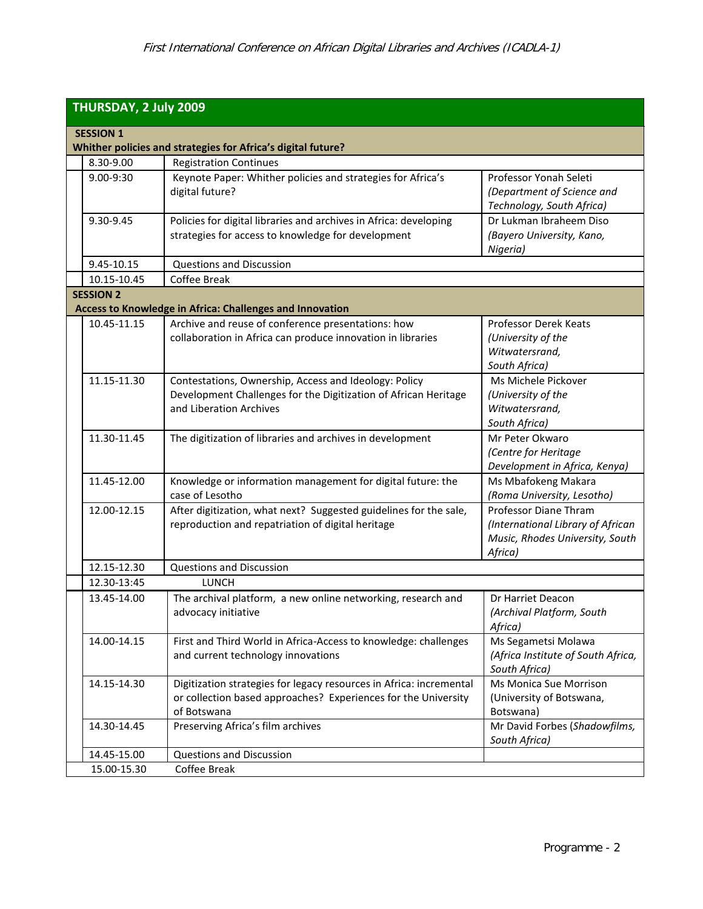## THURSDAY, 2 July 2009

| | | |
|---|---|---|
| **SESSION 1** **Whither policies and strategies for Africa's digital future?** | | |
| 8.30-9.00 | Registration Continues | |
| 9.00-9:30 | Keynote Paper: Whither policies and strategies for Africa's digital future? | Professor Yonah Seleti *(Department of Science and Technology, South Africa)* |
| 9.30-9.45 | Policies for digital libraries and archives in Africa: developing strategies for access to knowledge for development | Dr Lukman Ibraheem Diso *(Bayero University, Kano, Nigeria)* |
| 9.45-10.15 | Questions and Discussion | |
| 10.15-10.45 | Coffee Break | |
| **SESSION 2** **Access to Knowledge in Africa: Challenges and Innovation** | | |
| 10.45-11.15 | Archive and reuse of conference presentations: how collaboration in Africa can produce innovation in libraries | Professor Derek Keats *(University of the Witwatersrand, South Africa)* |
| 11.15-11.30 | Contestations, Ownership, Access and Ideology: Policy Development Challenges for the Digitization of African Heritage and Liberation Archives | Ms Michele Pickover *(University of the Witwatersrand, South Africa)* |
| 11.30-11.45 | The digitization of libraries and archives in development | Mr Peter Okwaro *(Centre for Heritage Development in Africa, Kenya)* |
| 11.45-12.00 | Knowledge or information management for digital future: the case of Lesotho | Ms Mbafokeng Makara *(Roma University, Lesotho)* |
| 12.00-12.15 | After digitization, what next? Suggested guidelines for the sale, reproduction and repatriation of digital heritage | Professor Diane Thram *(International Library of African Music, Rhodes University, South Africa)* |
| 12.15-12.30 | Questions and Discussion | |
| 12.30-13:45 | LUNCH | |
| 13.45-14.00 | The archival platform, a new online networking, research and advocacy initiative | Dr Harriet Deacon *(Archival Platform, South Africa)* |
| 14.00-14.15 | First and Third World in Africa-Access to knowledge: challenges and current technology innovations | Ms Segametsi Molawa *(Africa Institute of South Africa, South Africa)* |
| 14.15-14.30 | Digitization strategies for legacy resources in Africa: incremental or collection based approaches? Experiences for the University of Botswana | Ms Monica Sue Morrison (University of Botswana, Botswana) |
| 14.30-14.45 | Preserving Africa's film archives | Mr David Forbes (*Shadowfilms, South Africa)* |
| 14.45-15.00 | Questions and Discussion | |
| 15.00-15.30 | Coffee Break | |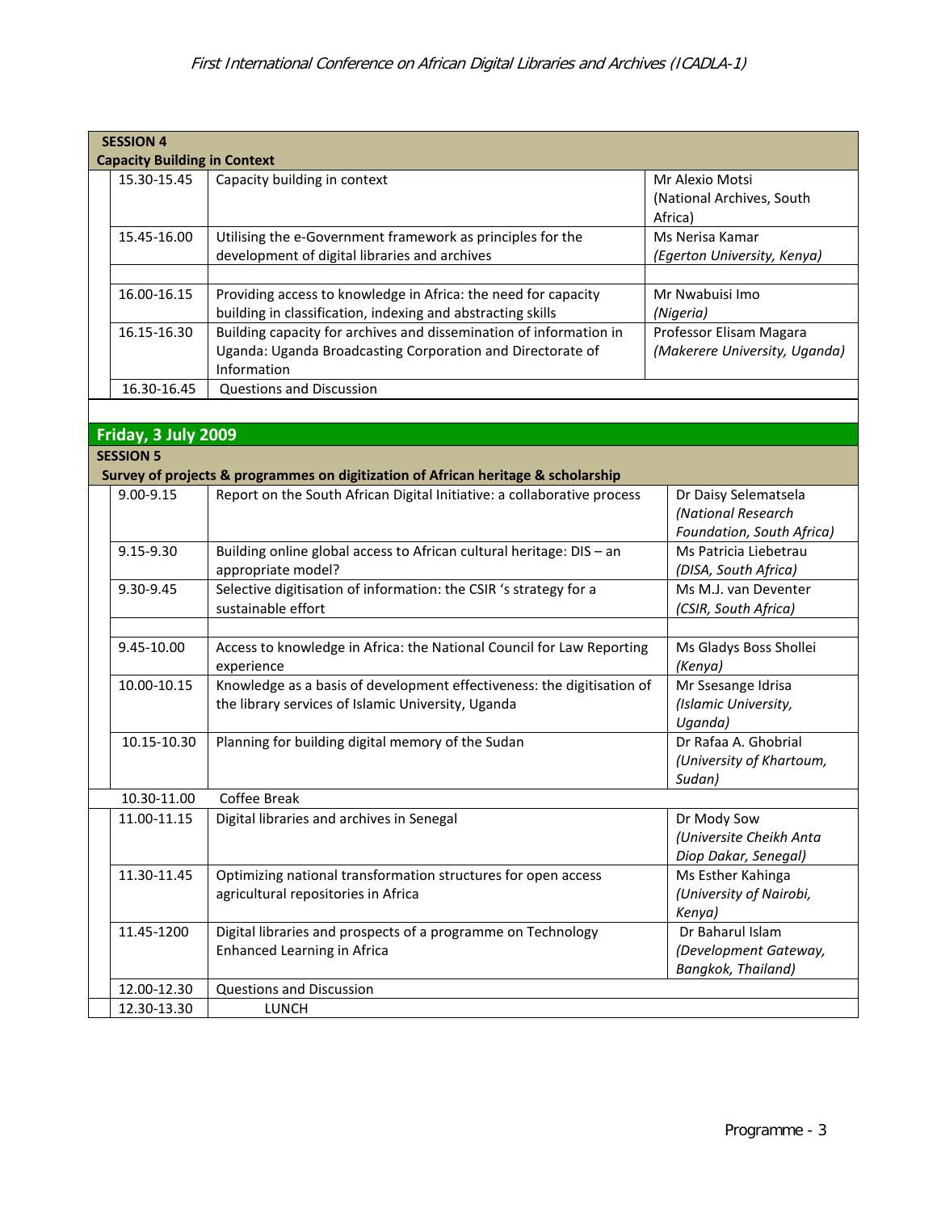**SESSION 4**
**Capacity Building in Context**

| Time | Title | Speaker |
|---|---|---|
| 15.30-15.45 | Capacity building in context | Mr Alexio Motsi (National Archives, South Africa) |
| 15.45-16.00 | Utilising the e-Government framework as principles for the development of digital libraries and archives | Ms Nerisa Kamar *(Egerton University, Kenya)* |
| | | |
| 16.00-16.15 | Providing access to knowledge in Africa: the need for capacity building in classification, indexing and abstracting skills | Mr Nwabuisi Imo *(Nigeria)* |
| 16.15-16.30 | Building capacity for archives and dissemination of information in Uganda: Uganda Broadcasting Corporation and Directorate of Information | Professor Elisam Magara *(Makerere University, Uganda)* |
| 16.30-16.45 | Questions and Discussion | |

## Friday, 3 July 2009

**SESSION 5**
**Survey of projects & programmes on digitization of African heritage & scholarship**

| Time | Title | Speaker |
|---|---|---|
| 9.00-9.15 | Report on the South African Digital Initiative: a collaborative process | Dr Daisy Selematsela *(National Research Foundation, South Africa)* |
| 9.15-9.30 | Building online global access to African cultural heritage: DIS – an appropriate model? | Ms Patricia Liebetrau *(DISA, South Africa)* |
| 9.30-9.45 | Selective digitisation of information: the CSIR 's strategy for a sustainable effort | Ms M.J. van Deventer *(CSIR, South Africa)* |
| | | |
| 9.45-10.00 | Access to knowledge in Africa: the National Council for Law Reporting experience | Ms Gladys Boss Shollei *(Kenya)* |
| 10.00-10.15 | Knowledge as a basis of development effectiveness: the digitisation of the library services of Islamic University, Uganda | Mr Ssesange Idrisa *(Islamic University, Uganda)* |
| 10.15-10.30 | Planning for building digital memory of the Sudan | Dr Rafaa A. Ghobrial *(University of Khartoum, Sudan)* |
| 10.30-11.00 | Coffee Break | |
| 11.00-11.15 | Digital libraries and archives in Senegal | Dr Mody Sow *(Universite Cheikh Anta Diop Dakar, Senegal)* |
| 11.30-11.45 | Optimizing national transformation structures for open access agricultural repositories in Africa | Ms Esther Kahinga *(University of Nairobi, Kenya)* |
| 11.45-1200 | Digital libraries and prospects of a programme on Technology Enhanced Learning in Africa | Dr Baharul Islam *(Development Gateway, Bangkok, Thailand)* |
| 12.00-12.30 | Questions and Discussion | |
| 12.30-13.30 | LUNCH | |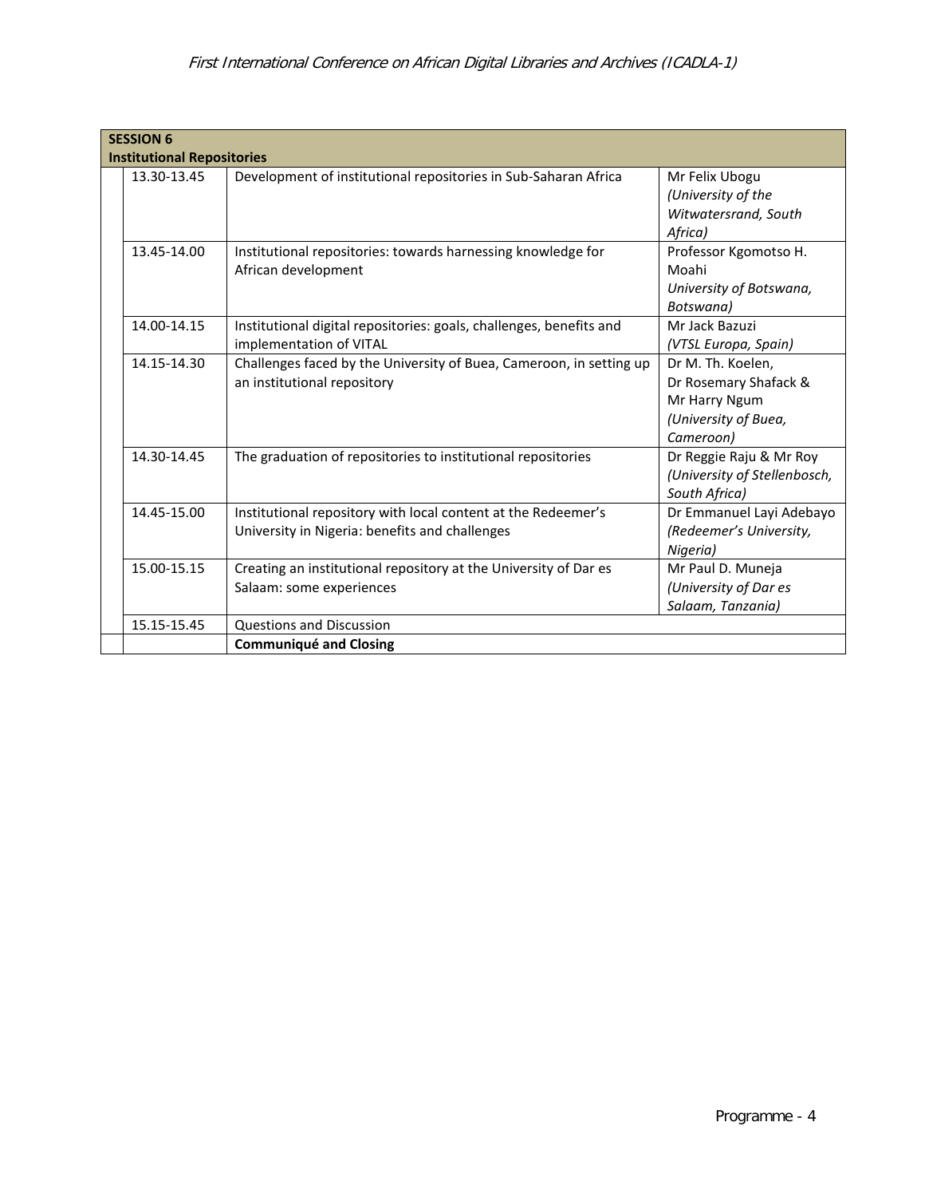| SESSION 6<br>Institutional Repositories | | | |
|---|---|---|---|
| | 13.30-13.45 | Development of institutional repositories in Sub-Saharan Africa | Mr Felix Ubogu<br>*(University of the Witwatersrand, South Africa)* |
| | 13.45-14.00 | Institutional repositories: towards harnessing knowledge for African development | Professor Kgomotso H. Moahi<br>*University of Botswana, Botswana)* |
| | 14.00-14.15 | Institutional digital repositories: goals, challenges, benefits and implementation of VITAL | Mr Jack Bazuzi<br>*(VTSL Europa, Spain)* |
| | 14.15-14.30 | Challenges faced by the University of Buea, Cameroon, in setting up an institutional repository | Dr M. Th. Koelen,<br>Dr Rosemary Shafack &<br>Mr Harry Ngum<br>*(University of Buea, Cameroon)* |
| | 14.30-14.45 | The graduation of repositories to institutional repositories | Dr Reggie Raju & Mr Roy<br>*(University of Stellenbosch, South Africa)* |
| | 14.45-15.00 | Institutional repository with local content at the Redeemer's University in Nigeria: benefits and challenges | Dr Emmanuel Layi Adebayo<br>*(Redeemer's University, Nigeria)* |
| | 15.00-15.15 | Creating an institutional repository at the University of Dar es Salaam: some experiences | Mr Paul D. Muneja<br>*(University of Dar es Salaam, Tanzania)* |
| | 15.15-15.45 | Questions and Discussion | |
| | | **Communiqué and Closing** | |